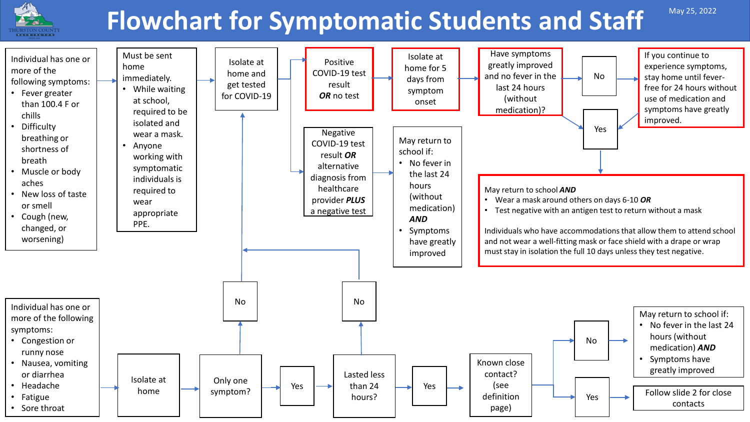# Flowchart for Symptomatic Students and Staff

May 25, 2022

Individual has one or more of the following symptoms:

- Fever greater than 100.4 F or chills
- Difficulty breathing or shortness of breath
- Muscle or body aches
- New loss of taste or smell
- Cough (new, changed, or worsening)

→ Must be sent home immediately.

- While waiting at school, required to be isolated and wear a mask.
- Anyone working with symptomatic individuals is required to wear appropriate PPE.

→ Isolate at home and get tested for COVID-19

→ Positive COVID-19 test result ***OR*** no test → Isolate at home for 5 days from symptom onset → Have symptoms greatly improved and no fever in the last 24 hours (without medication)?

- No → If you continue to experience symptoms, stay home until fever-free for 24 hours without use of medication and symptoms have greatly improved. → Yes
- Yes → May return to school ***AND***
  - Wear a mask around others on days 6-10 ***OR***
  - Test negative with an antigen test to return without a mask

  Individuals who have accommodations that allow them to attend school and not wear a well-fitting mask or face shield with a drape or wrap must stay in isolation the full 10 days unless they test negative.

→ Negative COVID-19 test result ***OR*** alternative diagnosis from healthcare provider ***PLUS*** a negative test → May return to school if:

- No fever in the last 24 hours (without medication) ***AND***
- Symptoms have greatly improved

---

Individual has one or more of the following symptoms:

- Congestion or runny nose
- Nausea, vomiting or diarrhea
- Headache
- Fatigue
- Sore throat

→ Isolate at home → Only one symptom?

- No → Isolate at home and get tested for COVID-19
- Yes → Lasted less than 24 hours?
  - No → Isolate at home and get tested for COVID-19
  - Yes → Known close contact? (see definition page)
    - No → May return to school if:
      - No fever in the last 24 hours (without medication) ***AND***
      - Symptoms have greatly improved
    - Yes → Follow slide 2 for close contacts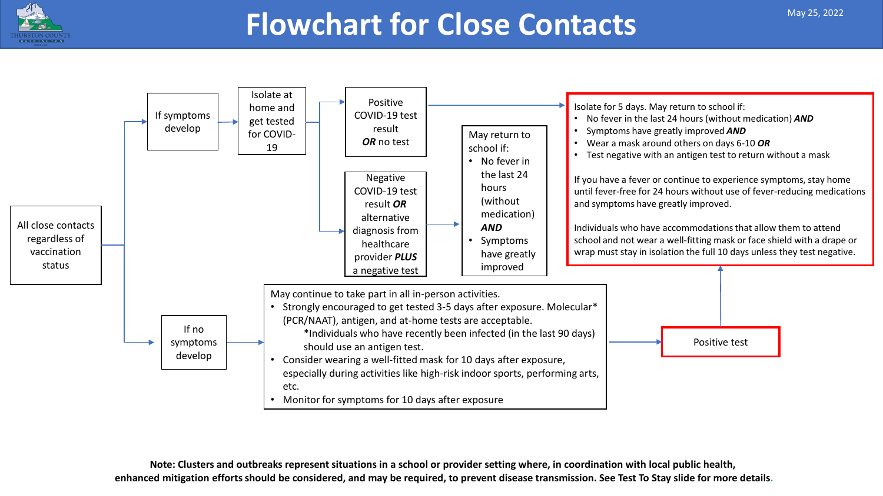# Flowchart for Close Contacts

May 25, 2022

**All close contacts regardless of vaccination status**

**If symptoms develop**

→ Isolate at home and get tested for COVID-19

→ Positive COVID-19 test result ***OR*** no test

→ Isolate for 5 days. May return to school if:

- No fever in the last 24 hours (without medication) ***AND***
- Symptoms have greatly improved ***AND***
- Wear a mask around others on days 6-10 ***OR***
- Test negative with an antigen test to return without a mask

If you have a fever or continue to experience symptoms, stay home until fever-free for 24 hours without use of fever-reducing medications and symptoms have greatly improved.

Individuals who have accommodations that allow them to attend school and not wear a well-fitting mask or face shield with a drape or wrap must stay in isolation the full 10 days unless they test negative.

→ Negative COVID-19 test result ***OR*** alternative diagnosis from healthcare provider ***PLUS*** a negative test

→ May return to school if:

- No fever in the last 24 hours (without medication) ***AND***
- Symptoms have greatly improved

**If no symptoms develop**

→ May continue to take part in all in-person activities.

- Strongly encouraged to get tested 3-5 days after exposure. Molecular* (PCR/NAAT), antigen, and at-home tests are acceptable.
  *Individuals who have recently been infected (in the last 90 days) should use an antigen test.
- Consider wearing a well-fitted mask for 10 days after exposure, especially during activities like high-risk indoor sports, performing arts, etc.
- Monitor for symptoms for 10 days after exposure

→ Positive test → (Isolate for 5 days, as above)

**Note: Clusters and outbreaks represent situations in a school or provider setting where, in coordination with local public health, enhanced mitigation efforts should be considered, and may be required, to prevent disease transmission. See Test To Stay slide for more details.**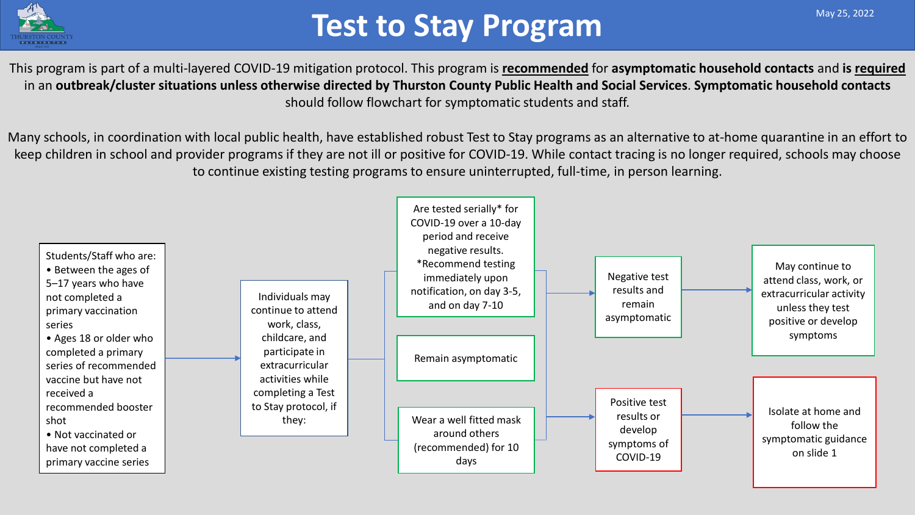# Test to Stay Program

May 25, 2022

This program is part of a multi-layered COVID-19 mitigation protocol. This program is **recommended** for **asymptomatic household contacts** and **is required** in an **outbreak/cluster situations unless otherwise directed by Thurston County Public Health and Social Services**. **Symptomatic household contacts** should follow flowchart for symptomatic students and staff.

Many schools, in coordination with local public health, have established robust Test to Stay programs as an alternative to at-home quarantine in an effort to keep children in school and provider programs if they are not ill or positive for COVID-19. While contact tracing is no longer required, schools may choose to continue existing testing programs to ensure uninterrupted, full-time, in person learning.

Students/Staff who are:

- Between the ages of 5–17 years who have not completed a primary vaccination series
- Ages 18 or older who completed a primary series of recommended vaccine but have not received a recommended booster shot
- Not vaccinated or have not completed a primary vaccine series

→ Individuals may continue to attend work, class, childcare, and participate in extracurricular activities while completing a Test to Stay protocol, if they:

- Are tested serially* for COVID-19 over a 10-day period and receive negative results. *Recommend testing immediately upon notification, on day 3-5, and on day 7-10
- Remain asymptomatic
- Wear a well fitted mask around others (recommended) for 10 days

→ Negative test results and remain asymptomatic → May continue to attend class, work, or extracurricular activity unless they test positive or develop symptoms

→ Positive test results or develop symptoms of COVID-19 → Isolate at home and follow the symptomatic guidance on slide 1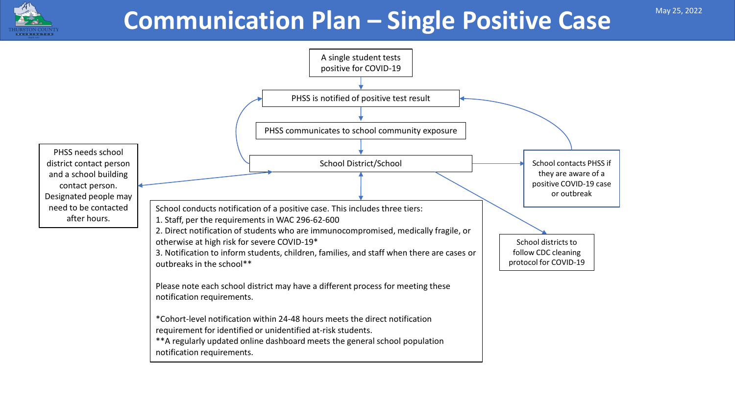# Communication Plan – Single Positive Case

May 25, 2022

A single student tests positive for COVID-19

PHSS is notified of positive test result

PHSS communicates to school community exposure

School District/School

PHSS needs school district contact person and a school building contact person. Designated people may need to be contacted after hours.

School contacts PHSS if they are aware of a positive COVID-19 case or outbreak

School districts to follow CDC cleaning protocol for COVID-19

School conducts notification of a positive case. This includes three tiers:

1. Staff, per the requirements in WAC 296-62-600
2. Direct notification of students who are immunocompromised, medically fragile, or otherwise at high risk for severe COVID-19*
3. Notification to inform students, children, families, and staff when there are cases or outbreaks in the school**

Please note each school district may have a different process for meeting these notification requirements.

*Cohort-level notification within 24-48 hours meets the direct notification requirement for identified or unidentified at-risk students.

**A regularly updated online dashboard meets the general school population notification requirements.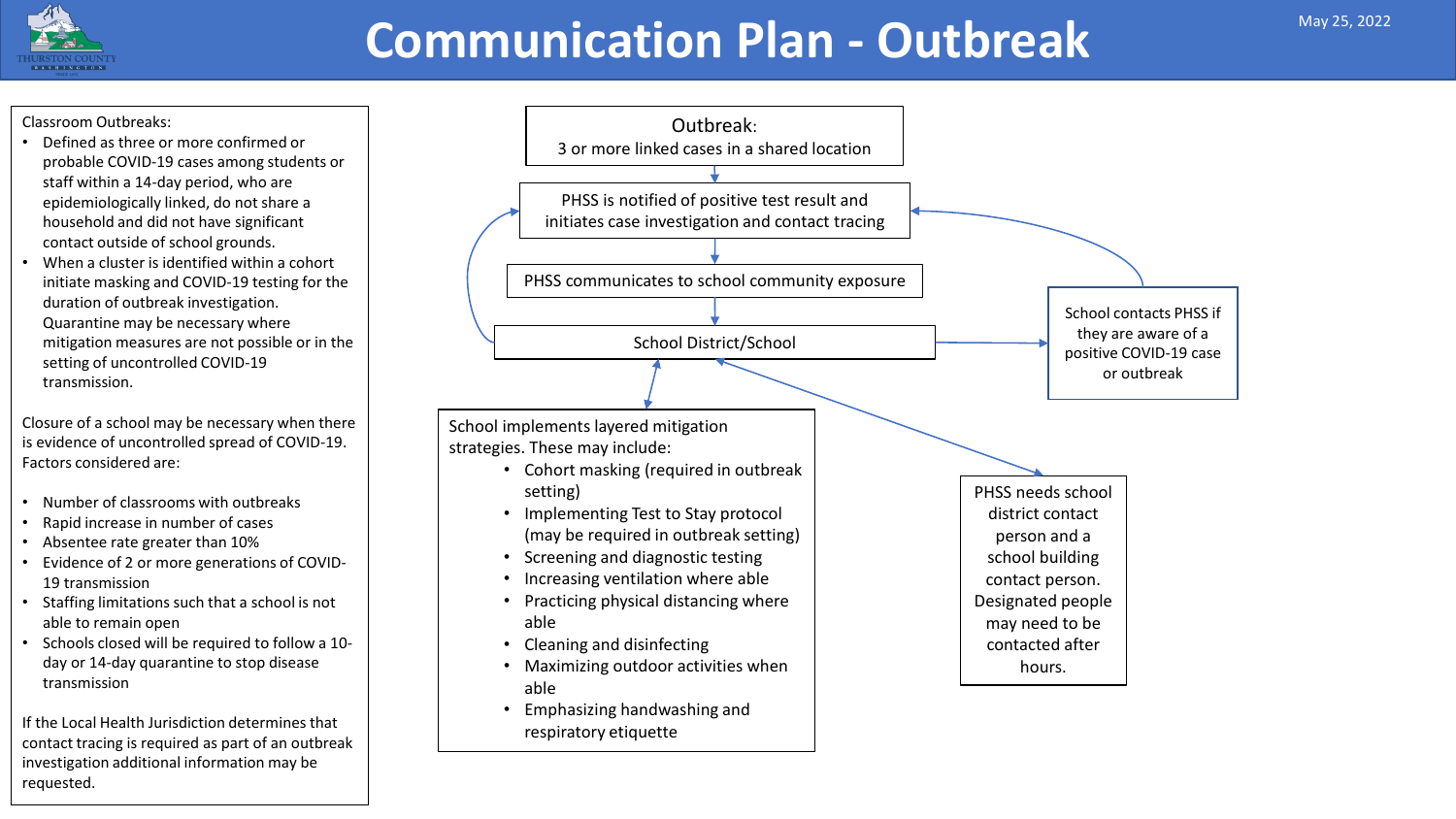# Communication Plan - Outbreak

May 25, 2022

Classroom Outbreaks:

- Defined as three or more confirmed or probable COVID-19 cases among students or staff within a 14-day period, who are epidemiologically linked, do not share a household and did not have significant contact outside of school grounds.
- When a cluster is identified within a cohort initiate masking and COVID-19 testing for the duration of outbreak investigation. Quarantine may be necessary where mitigation measures are not possible or in the setting of uncontrolled COVID-19 transmission.

Closure of a school may be necessary when there is evidence of uncontrolled spread of COVID-19. Factors considered are:

- Number of classrooms with outbreaks
- Rapid increase in number of cases
- Absentee rate greater than 10%
- Evidence of 2 or more generations of COVID-19 transmission
- Staffing limitations such that a school is not able to remain open
- Schools closed will be required to follow a 10-day or 14-day quarantine to stop disease transmission

If the Local Health Jurisdiction determines that contact tracing is required as part of an outbreak investigation additional information may be requested.

**Outbreak:** 3 or more linked cases in a shared location

↓

PHSS is notified of positive test result and initiates case investigation and contact tracing

↓

PHSS communicates to school community exposure

↓

School District/School

→ School contacts PHSS if they are aware of a positive COVID-19 case or outbreak (→ PHSS is notified of positive test result and initiates case investigation and contact tracing)

↔ School implements layered mitigation strategies. These may include:

- Cohort masking (required in outbreak setting)
- Implementing Test to Stay protocol (may be required in outbreak setting)
- Screening and diagnostic testing
- Increasing ventilation where able
- Practicing physical distancing where able
- Cleaning and disinfecting
- Maximizing outdoor activities when able
- Emphasizing handwashing and respiratory etiquette

↔ PHSS needs school district contact person and a school building contact person. Designated people may need to be contacted after hours.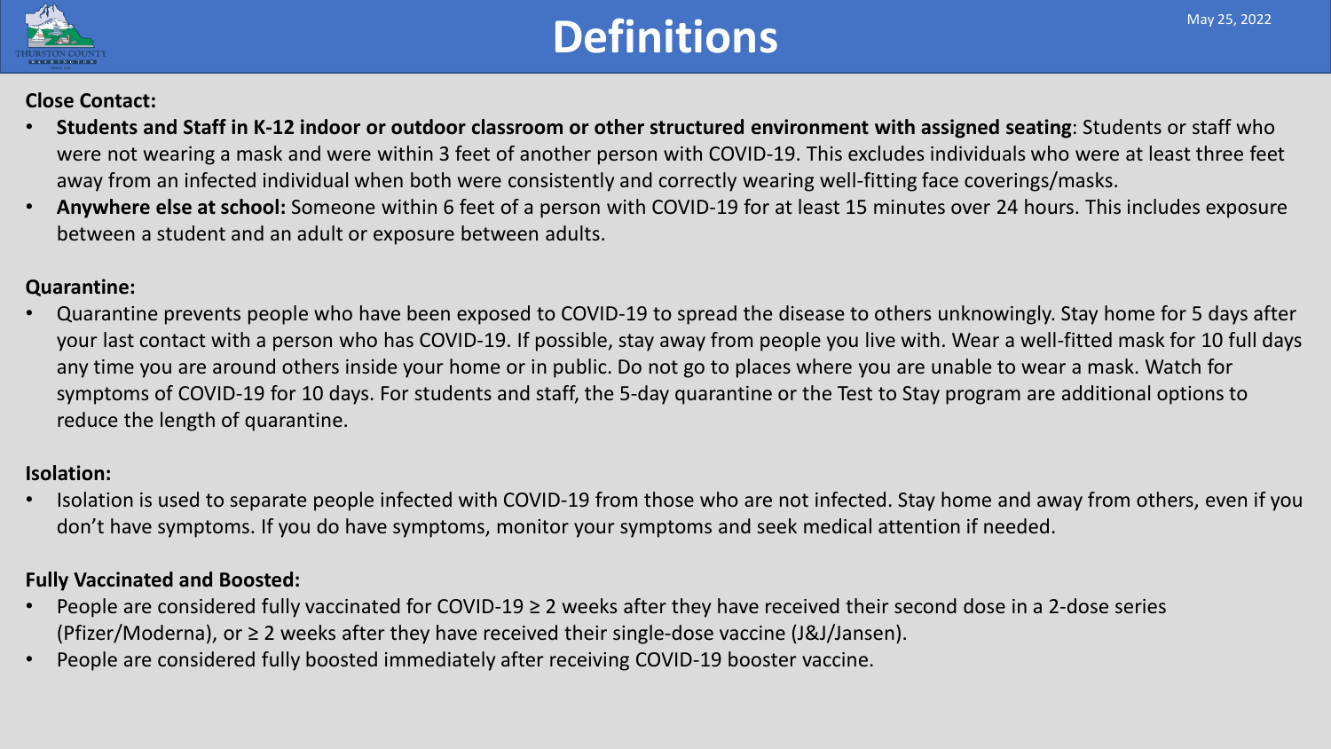# Definitions

May 25, 2022

**Close Contact:**

- **Students and Staff in K-12 indoor or outdoor classroom or other structured environment with assigned seating**: Students or staff who were not wearing a mask and were within 3 feet of another person with COVID-19. This excludes individuals who were at least three feet away from an infected individual when both were consistently and correctly wearing well-fitting face coverings/masks.
- **Anywhere else at school:** Someone within 6 feet of a person with COVID-19 for at least 15 minutes over 24 hours. This includes exposure between a student and an adult or exposure between adults.

**Quarantine:**

- Quarantine prevents people who have been exposed to COVID-19 to spread the disease to others unknowingly. Stay home for 5 days after your last contact with a person who has COVID-19. If possible, stay away from people you live with. Wear a well-fitted mask for 10 full days any time you are around others inside your home or in public. Do not go to places where you are unable to wear a mask. Watch for symptoms of COVID-19 for 10 days. For students and staff, the 5-day quarantine or the Test to Stay program are additional options to reduce the length of quarantine.

**Isolation:**

- Isolation is used to separate people infected with COVID-19 from those who are not infected. Stay home and away from others, even if you don't have symptoms. If you do have symptoms, monitor your symptoms and seek medical attention if needed.

**Fully Vaccinated and Boosted:**

- People are considered fully vaccinated for COVID-19 ≥ 2 weeks after they have received their second dose in a 2-dose series (Pfizer/Moderna), or ≥ 2 weeks after they have received their single-dose vaccine (J&J/Jansen).
- People are considered fully boosted immediately after receiving COVID-19 booster vaccine.